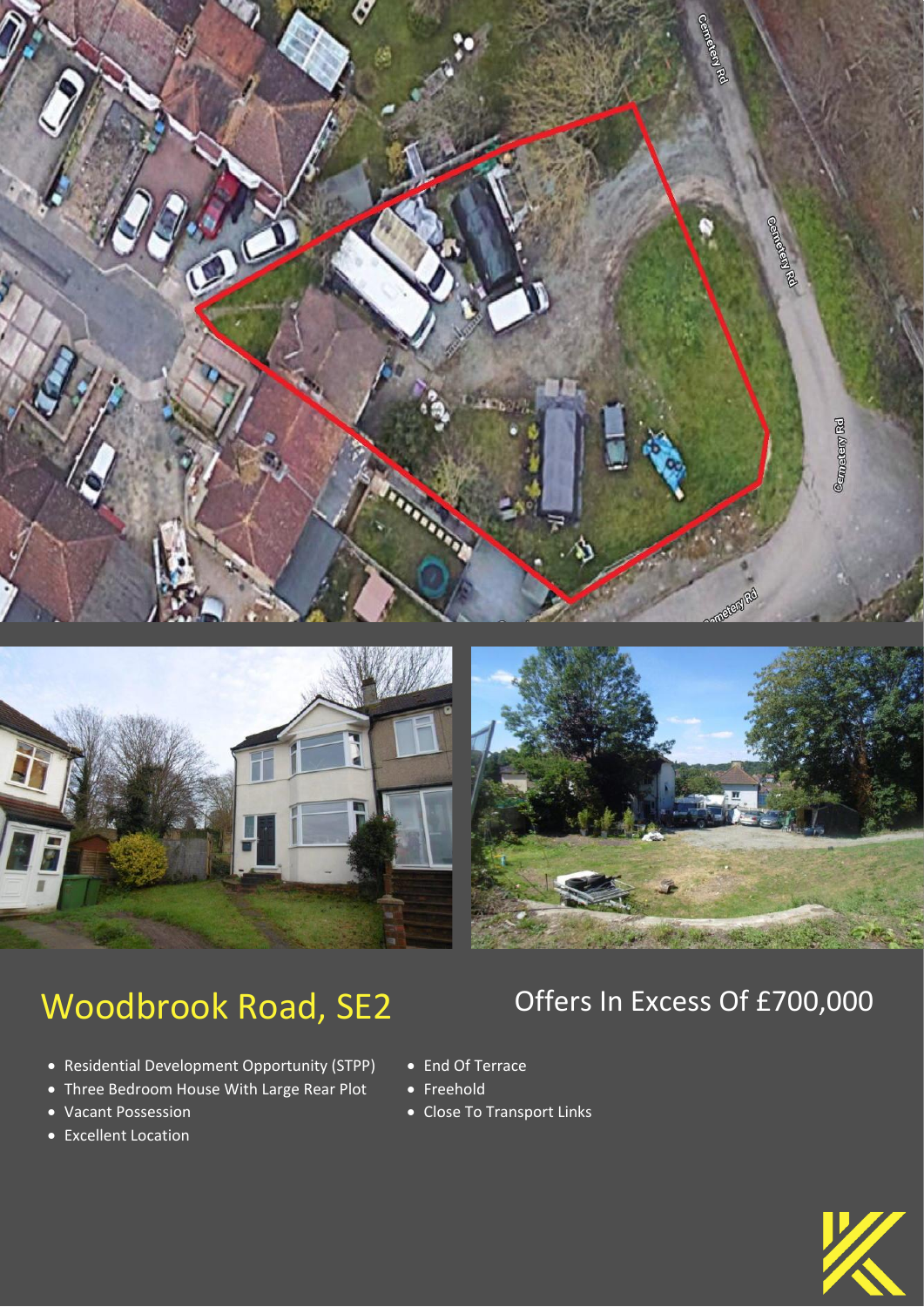# Woodbrook Road, SE2

## Offers In Excess Of £700,000

- Residential Development Opportunity (STPP)
- Three Bedroom House With Large Rear Plot
- Vacant Possession
- Excellent Location
- End Of Terrace
- Freehold
- Close To Transport Links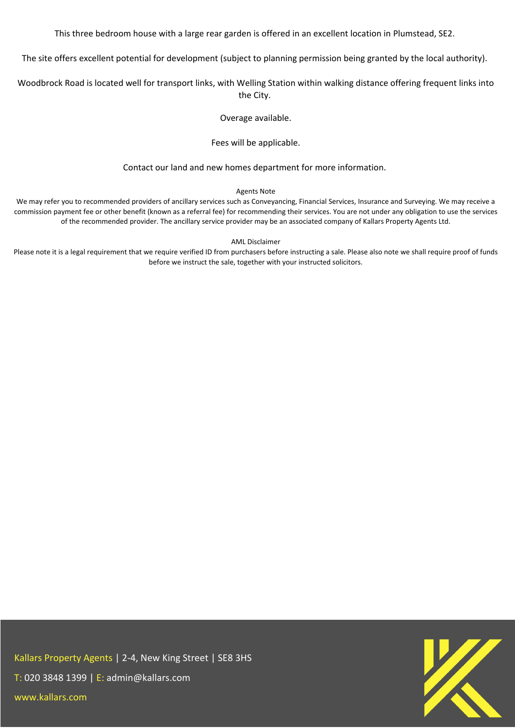This three bedroom house with a large rear garden is offered in an excellent location in Plumstead, SE2.

The site offers excellent potential for development (subject to planning permission being granted by the local authority).

Woodbrock Road is located well for transport links, with Welling Station within walking distance offering frequent links into the City.

Overage available.

Fees will be applicable.

Contact our land and new homes department for more information.

Agents Note

We may refer you to recommended providers of ancillary services such as Conveyancing, Financial Services, Insurance and Surveying. We may receive a commission payment fee or other benefit (known as a referral fee) for recommending their services. You are not under any obligation to use the services of the recommended provider. The ancillary service provider may be an associated company of Kallars Property Agents Ltd.

AML Disclaimer

Please note it is a legal requirement that we require verified ID from purchasers before instructing a sale. Please also note we shall require proof of funds before we instruct the sale, together with your instructed solicitors.

Kallars Property Agents | 2-4, New King Street | SE8 3HS

T: 020 3848 1399 | E: admin@kallars.com

www.kallars.com